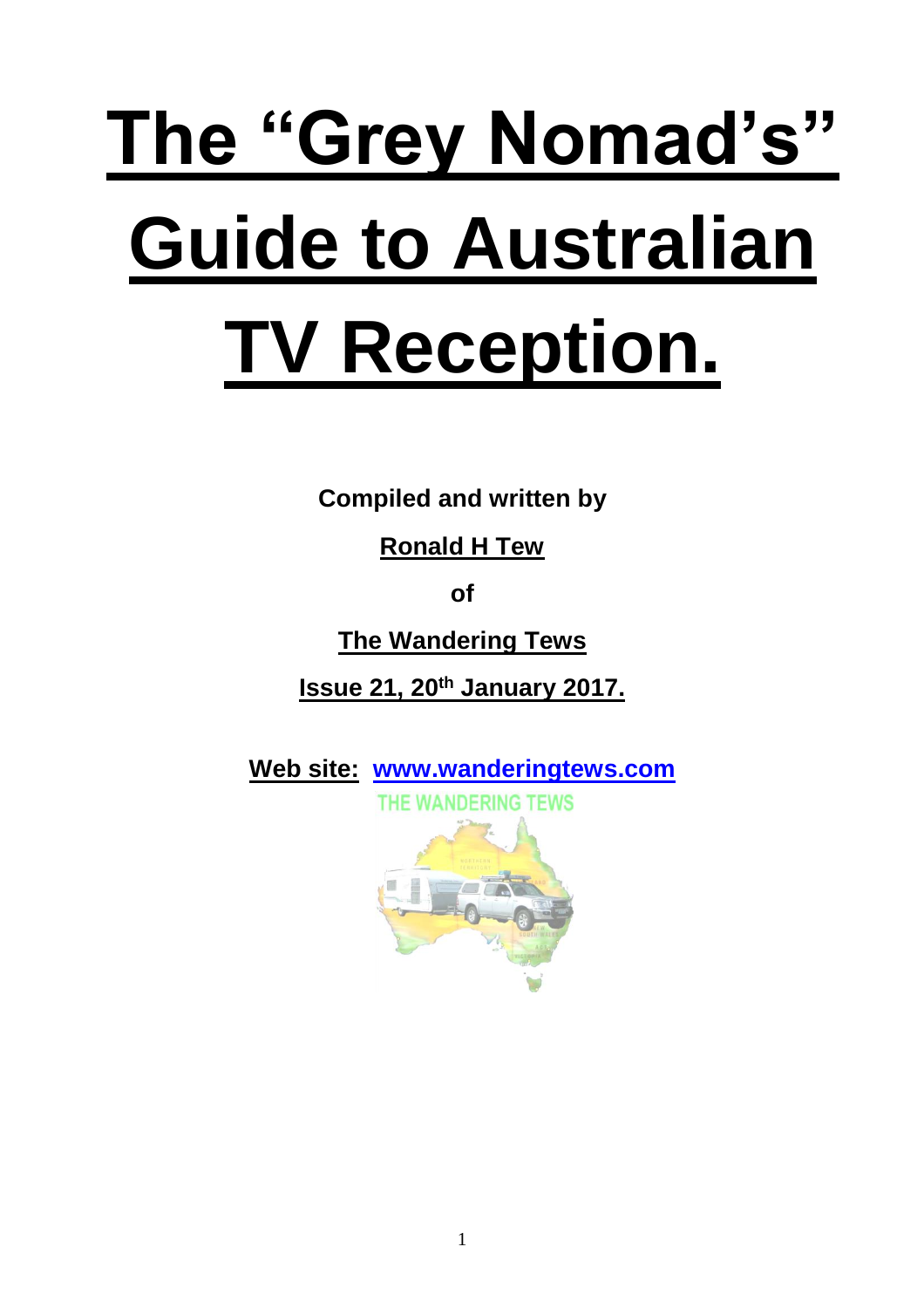# The "Grey Nomad's" Guide to Australian TV Reception.

**Compiled and written by**

**Ronald H Tew**

**of**

**The Wandering Tews**

**Issue 21, 20th January 2017.**

**Web site: www.wanderingtews.com**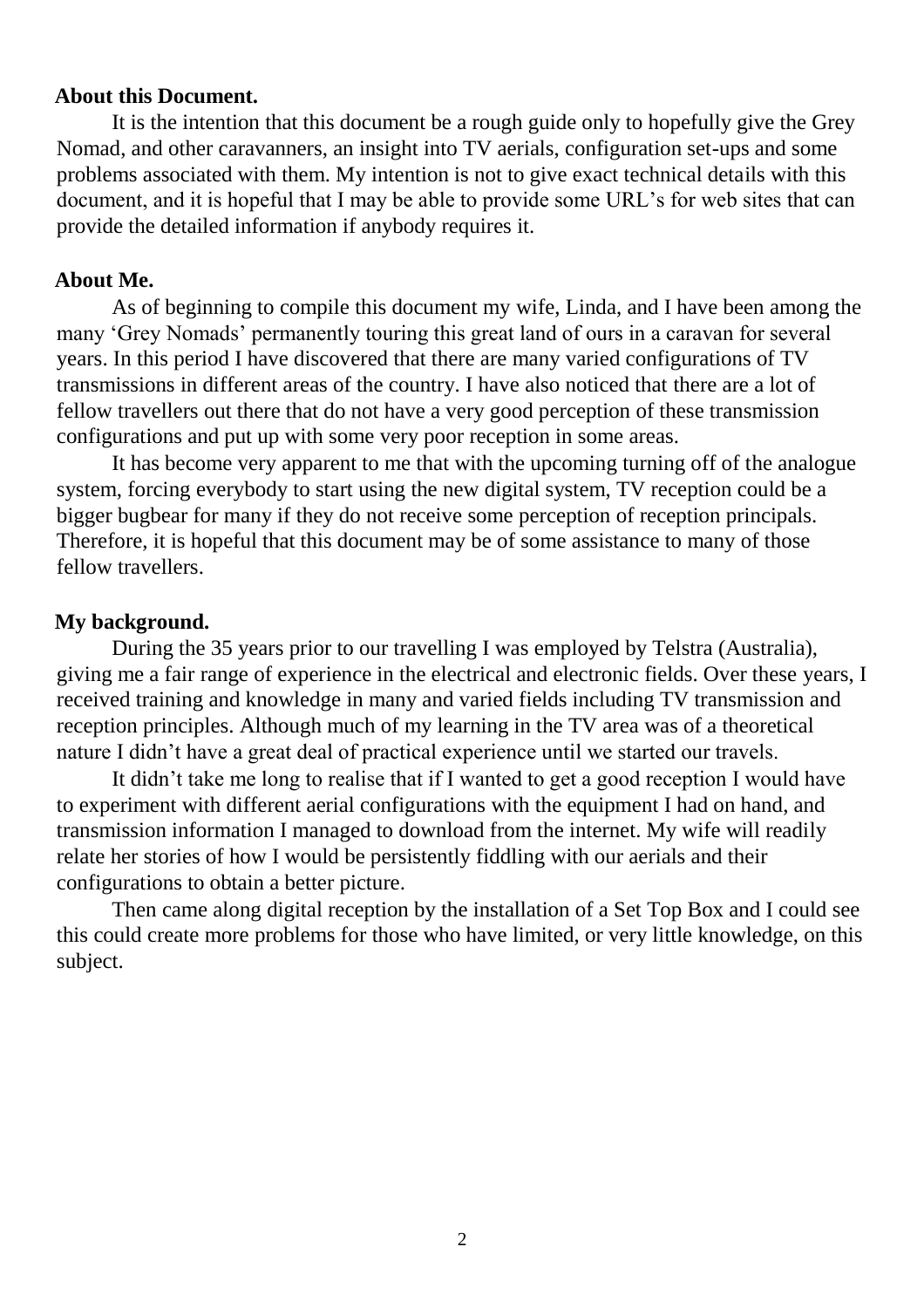**About this Document.**

It is the intention that this document be a rough guide only to hopefully give the Grey Nomad, and other caravanners, an insight into TV aerials, configuration set-ups and some problems associated with them. My intention is not to give exact technical details with this document, and it is hopeful that I may be able to provide some URL's for web sites that can provide the detailed information if anybody requires it.

**About Me.**

As of beginning to compile this document my wife, Linda, and I have been among the many 'Grey Nomads' permanently touring this great land of ours in a caravan for several years. In this period I have discovered that there are many varied configurations of TV transmissions in different areas of the country. I have also noticed that there are a lot of fellow travellers out there that do not have a very good perception of these transmission configurations and put up with some very poor reception in some areas.

It has become very apparent to me that with the upcoming turning off of the analogue system, forcing everybody to start using the new digital system, TV reception could be a bigger bugbear for many if they do not receive some perception of reception principals. Therefore, it is hopeful that this document may be of some assistance to many of those fellow travellers.

**My background.**

During the 35 years prior to our travelling I was employed by Telstra (Australia), giving me a fair range of experience in the electrical and electronic fields. Over these years, I received training and knowledge in many and varied fields including TV transmission and reception principles. Although much of my learning in the TV area was of a theoretical nature I didn't have a great deal of practical experience until we started our travels.

It didn't take me long to realise that if I wanted to get a good reception I would have to experiment with different aerial configurations with the equipment I had on hand, and transmission information I managed to download from the internet. My wife will readily relate her stories of how I would be persistently fiddling with our aerials and their configurations to obtain a better picture.

Then came along digital reception by the installation of a Set Top Box and I could see this could create more problems for those who have limited, or very little knowledge, on this subject.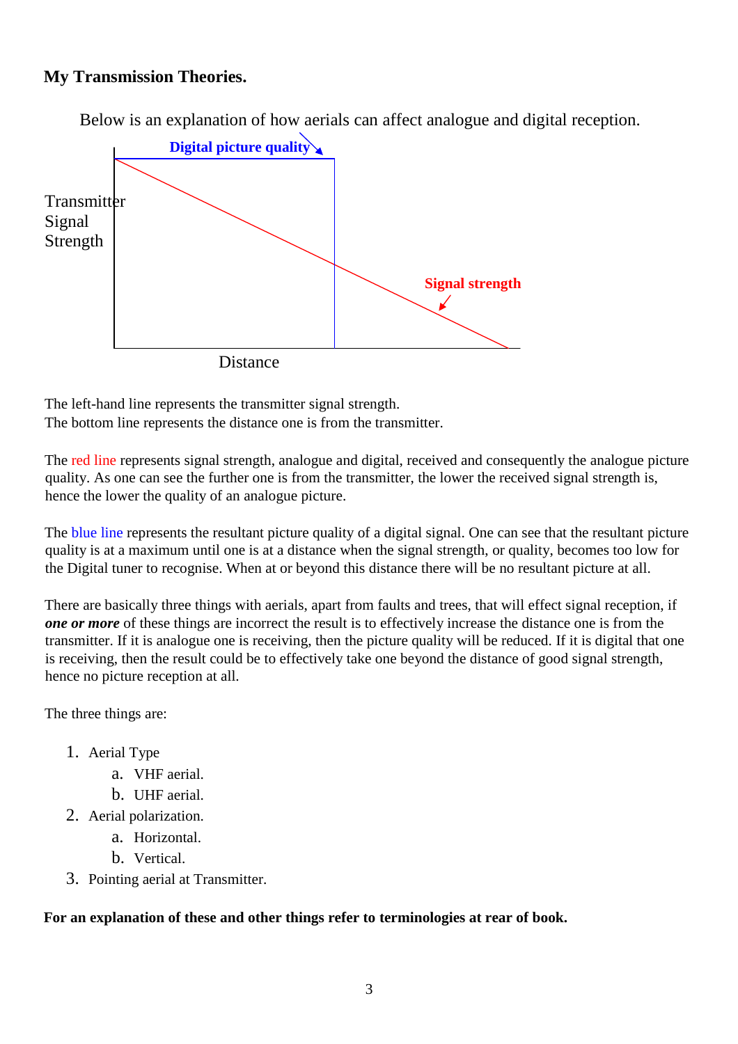## My Transmission Theories.

Below is an explanation of how aerials can affect analogue and digital reception.

Digital picture quality

Transmitter Signal Strength

Signal strength

Distance

The left-hand line represents the transmitter signal strength.
The bottom line represents the distance one is from the transmitter.

The red line represents signal strength, analogue and digital, received and consequently the analogue picture quality. As one can see the further one is from the transmitter, the lower the received signal strength is, hence the lower the quality of an analogue picture.

The blue line represents the resultant picture quality of a digital signal. One can see that the resultant picture quality is at a maximum until one is at a distance when the signal strength, or quality, becomes too low for the Digital tuner to recognise. When at or beyond this distance there will be no resultant picture at all.

There are basically three things with aerials, apart from faults and trees, that will effect signal reception, if ***one or more*** of these things are incorrect the result is to effectively increase the distance one is from the transmitter. If it is analogue one is receiving, then the picture quality will be reduced. If it is digital that one is receiving, then the result could be to effectively take one beyond the distance of good signal strength, hence no picture reception at all.

The three things are:

1. Aerial Type
   a. VHF aerial.
   b. UHF aerial.
2. Aerial polarization.
   a. Horizontal.
   b. Vertical.
3. Pointing aerial at Transmitter.

**For an explanation of these and other things refer to terminologies at rear of book.**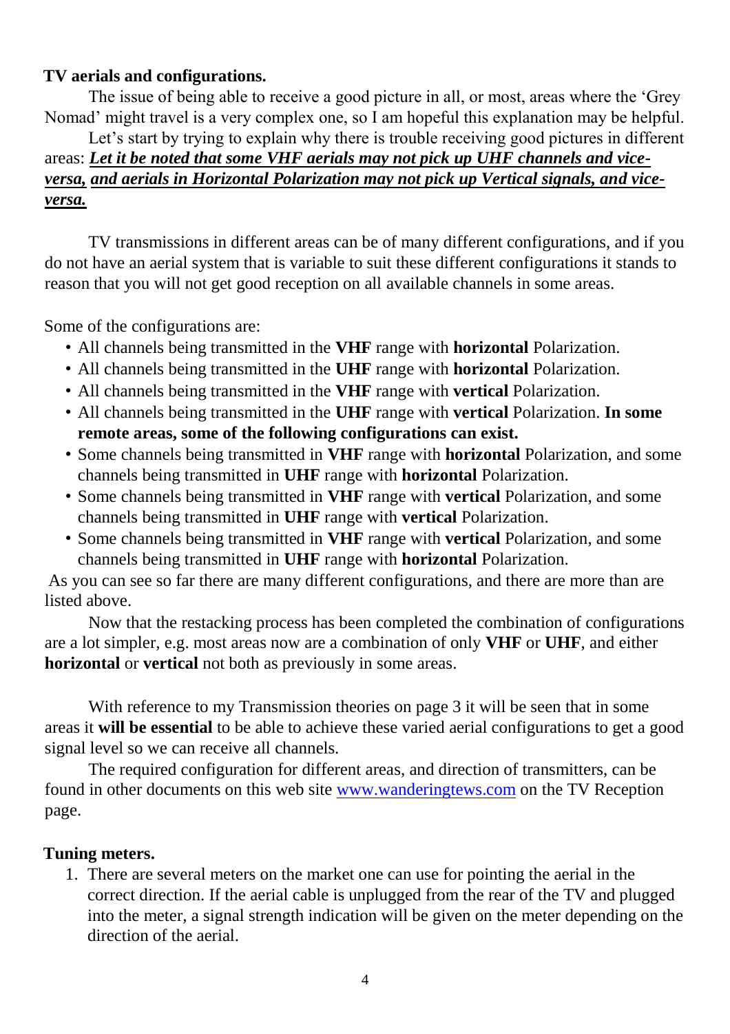**TV aerials and configurations.**

The issue of being able to receive a good picture in all, or most, areas where the 'Grey Nomad' might travel is a very complex one, so I am hopeful this explanation may be helpful.

Let's start by trying to explain why there is trouble receiving good pictures in different areas: ***Let it be noted that some VHF aerials may not pick up UHF channels and vice-versa, and aerials in Horizontal Polarization may not pick up Vertical signals, and vice-versa.***

TV transmissions in different areas can be of many different configurations, and if you do not have an aerial system that is variable to suit these different configurations it stands to reason that you will not get good reception on all available channels in some areas.

Some of the configurations are:

- All channels being transmitted in the **VHF** range with **horizontal** Polarization.
- All channels being transmitted in the **UHF** range with **horizontal** Polarization.
- All channels being transmitted in the **VHF** range with **vertical** Polarization.
- All channels being transmitted in the **UHF** range with **vertical** Polarization. **In some remote areas, some of the following configurations can exist.**
- Some channels being transmitted in **VHF** range with **horizontal** Polarization, and some channels being transmitted in **UHF** range with **horizontal** Polarization.
- Some channels being transmitted in **VHF** range with **vertical** Polarization, and some channels being transmitted in **UHF** range with **vertical** Polarization.
- Some channels being transmitted in **VHF** range with **vertical** Polarization, and some channels being transmitted in **UHF** range with **horizontal** Polarization.

As you can see so far there are many different configurations, and there are more than are listed above.

Now that the restacking process has been completed the combination of configurations are a lot simpler, e.g. most areas now are a combination of only **VHF** or **UHF**, and either **horizontal** or **vertical** not both as previously in some areas.

With reference to my Transmission theories on page 3 it will be seen that in some areas it **will be essential** to be able to achieve these varied aerial configurations to get a good signal level so we can receive all channels.

The required configuration for different areas, and direction of transmitters, can be found in other documents on this web site www.wanderingtews.com on the TV Reception page.

**Tuning meters.**

1. There are several meters on the market one can use for pointing the aerial in the correct direction. If the aerial cable is unplugged from the rear of the TV and plugged into the meter, a signal strength indication will be given on the meter depending on the direction of the aerial.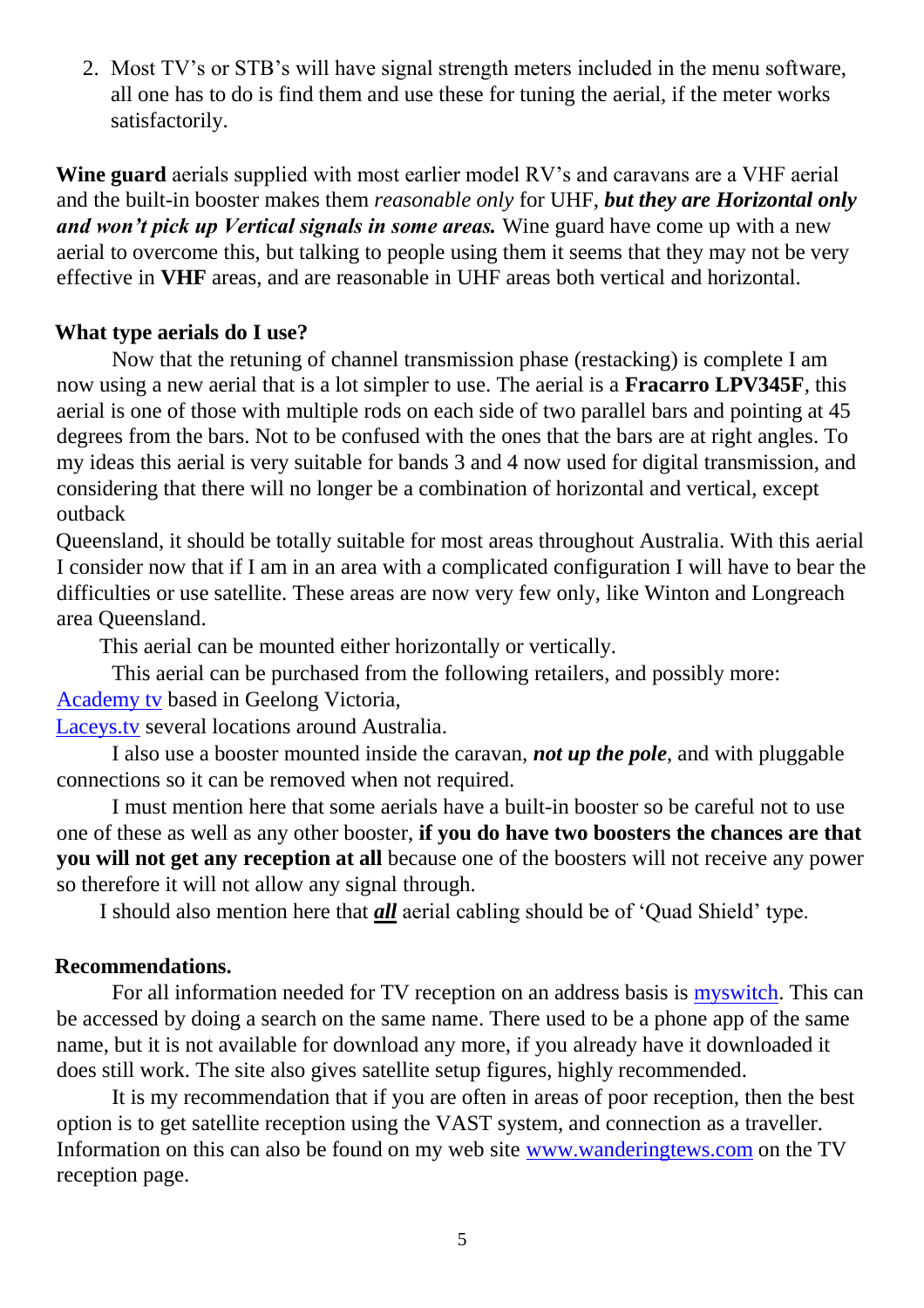2. Most TV's or STB's will have signal strength meters included in the menu software, all one has to do is find them and use these for tuning the aerial, if the meter works satisfactorily.

**Wine guard** aerials supplied with most earlier model RV's and caravans are a VHF aerial and the built-in booster makes them *reasonable only* for UHF, ***but they are Horizontal only and won't pick up Vertical signals in some areas.*** Wine guard have come up with a new aerial to overcome this, but talking to people using them it seems that they may not be very effective in **VHF** areas, and are reasonable in UHF areas both vertical and horizontal.

### What type aerials do I use?

Now that the retuning of channel transmission phase (restacking) is complete I am now using a new aerial that is a lot simpler to use. The aerial is a **Fracarro LPV345F**, this aerial is one of those with multiple rods on each side of two parallel bars and pointing at 45 degrees from the bars. Not to be confused with the ones that the bars are at right angles. To my ideas this aerial is very suitable for bands 3 and 4 now used for digital transmission, and considering that there will no longer be a combination of horizontal and vertical, except outback Queensland, it should be totally suitable for most areas throughout Australia. With this aerial I consider now that if I am in an area with a complicated configuration I will have to bear the difficulties or use satellite. These areas are now very few only, like Winton and Longreach area Queensland.

This aerial can be mounted either horizontally or vertically.

This aerial can be purchased from the following retailers, and possibly more:
Academy tv based in Geelong Victoria,
Laceys.tv several locations around Australia.

I also use a booster mounted inside the caravan, ***not up the pole***, and with pluggable connections so it can be removed when not required.

I must mention here that some aerials have a built-in booster so be careful not to use one of these as well as any other booster, **if you do have two boosters the chances are that you will not get any reception at all** because one of the boosters will not receive any power so therefore it will not allow any signal through.

I should also mention here that ***all*** aerial cabling should be of 'Quad Shield' type.

### Recommendations.

For all information needed for TV reception on an address basis is myswitch. This can be accessed by doing a search on the same name. There used to be a phone app of the same name, but it is not available for download any more, if you already have it downloaded it does still work. The site also gives satellite setup figures, highly recommended.

It is my recommendation that if you are often in areas of poor reception, then the best option is to get satellite reception using the VAST system, and connection as a traveller. Information on this can also be found on my web site www.wanderingtews.com on the TV reception page.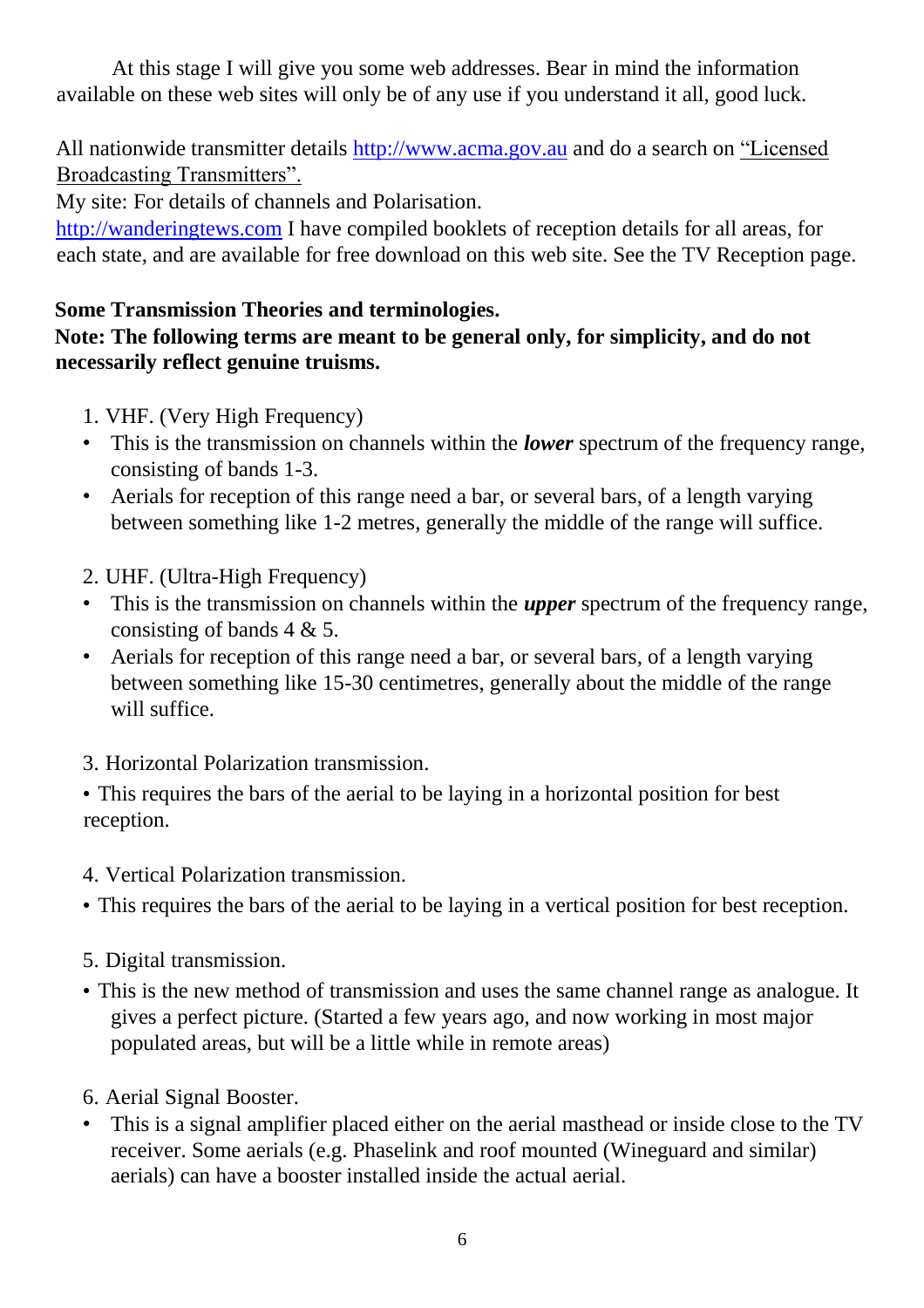At this stage I will give you some web addresses. Bear in mind the information available on these web sites will only be of any use if you understand it all, good luck.

All nationwide transmitter details http://www.acma.gov.au and do a search on "Licensed Broadcasting Transmitters".
My site: For details of channels and Polarisation.
http://wanderingtews.com I have compiled booklets of reception details for all areas, for each state, and are available for free download on this web site. See the TV Reception page.

**Some Transmission Theories and terminologies.**
**Note: The following terms are meant to be general only, for simplicity, and do not necessarily reflect genuine truisms.**

1. VHF. (Very High Frequency)
   - This is the transmission on channels within the ***lower*** spectrum of the frequency range, consisting of bands 1-3.
   - Aerials for reception of this range need a bar, or several bars, of a length varying between something like 1-2 metres, generally the middle of the range will suffice.

2. UHF. (Ultra-High Frequency)
   - This is the transmission on channels within the ***upper*** spectrum of the frequency range, consisting of bands 4 & 5.
   - Aerials for reception of this range need a bar, or several bars, of a length varying between something like 15-30 centimetres, generally about the middle of the range will suffice.

3. Horizontal Polarization transmission.
   - This requires the bars of the aerial to be laying in a horizontal position for best reception.

4. Vertical Polarization transmission.
   - This requires the bars of the aerial to be laying in a vertical position for best reception.

5. Digital transmission.
   - This is the new method of transmission and uses the same channel range as analogue. It gives a perfect picture. (Started a few years ago, and now working in most major populated areas, but will be a little while in remote areas)

6. Aerial Signal Booster.
   - This is a signal amplifier placed either on the aerial masthead or inside close to the TV receiver. Some aerials (e.g. Phaselink and roof mounted (Wineguard and similar) aerials) can have a booster installed inside the actual aerial.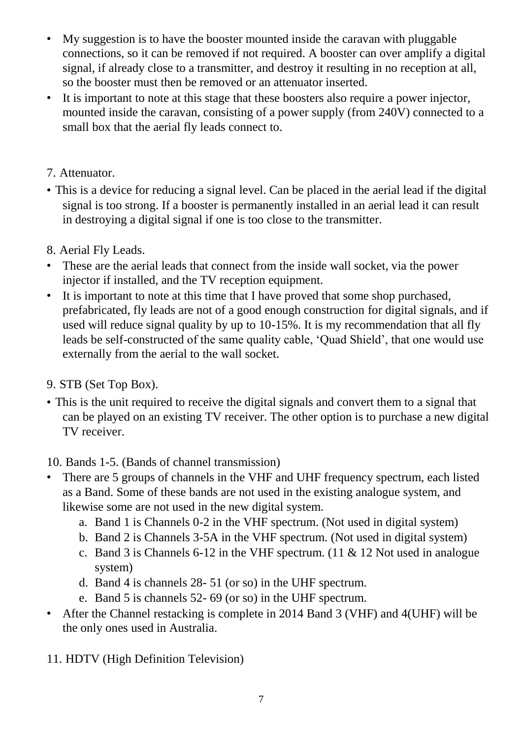- My suggestion is to have the booster mounted inside the caravan with pluggable connections, so it can be removed if not required. A booster can over amplify a digital signal, if already close to a transmitter, and destroy it resulting in no reception at all, so the booster must then be removed or an attenuator inserted.
- It is important to note at this stage that these boosters also require a power injector, mounted inside the caravan, consisting of a power supply (from 240V) connected to a small box that the aerial fly leads connect to.

7. Attenuator.

- This is a device for reducing a signal level. Can be placed in the aerial lead if the digital signal is too strong. If a booster is permanently installed in an aerial lead it can result in destroying a digital signal if one is too close to the transmitter.

8. Aerial Fly Leads.

- These are the aerial leads that connect from the inside wall socket, via the power injector if installed, and the TV reception equipment.
- It is important to note at this time that I have proved that some shop purchased, prefabricated, fly leads are not of a good enough construction for digital signals, and if used will reduce signal quality by up to 10-15%. It is my recommendation that all fly leads be self-constructed of the same quality cable, 'Quad Shield', that one would use externally from the aerial to the wall socket.

9. STB (Set Top Box).

- This is the unit required to receive the digital signals and convert them to a signal that can be played on an existing TV receiver. The other option is to purchase a new digital TV receiver.

10. Bands 1-5. (Bands of channel transmission)

- There are 5 groups of channels in the VHF and UHF frequency spectrum, each listed as a Band. Some of these bands are not used in the existing analogue system, and likewise some are not used in the new digital system.
    a. Band 1 is Channels 0-2 in the VHF spectrum. (Not used in digital system)
    b. Band 2 is Channels 3-5A in the VHF spectrum. (Not used in digital system)
    c. Band 3 is Channels 6-12 in the VHF spectrum. (11 & 12 Not used in analogue system)
    d. Band 4 is channels 28- 51 (or so) in the UHF spectrum.
    e. Band 5 is channels 52- 69 (or so) in the UHF spectrum.
- After the Channel restacking is complete in 2014 Band 3 (VHF) and 4(UHF) will be the only ones used in Australia.

11. HDTV (High Definition Television)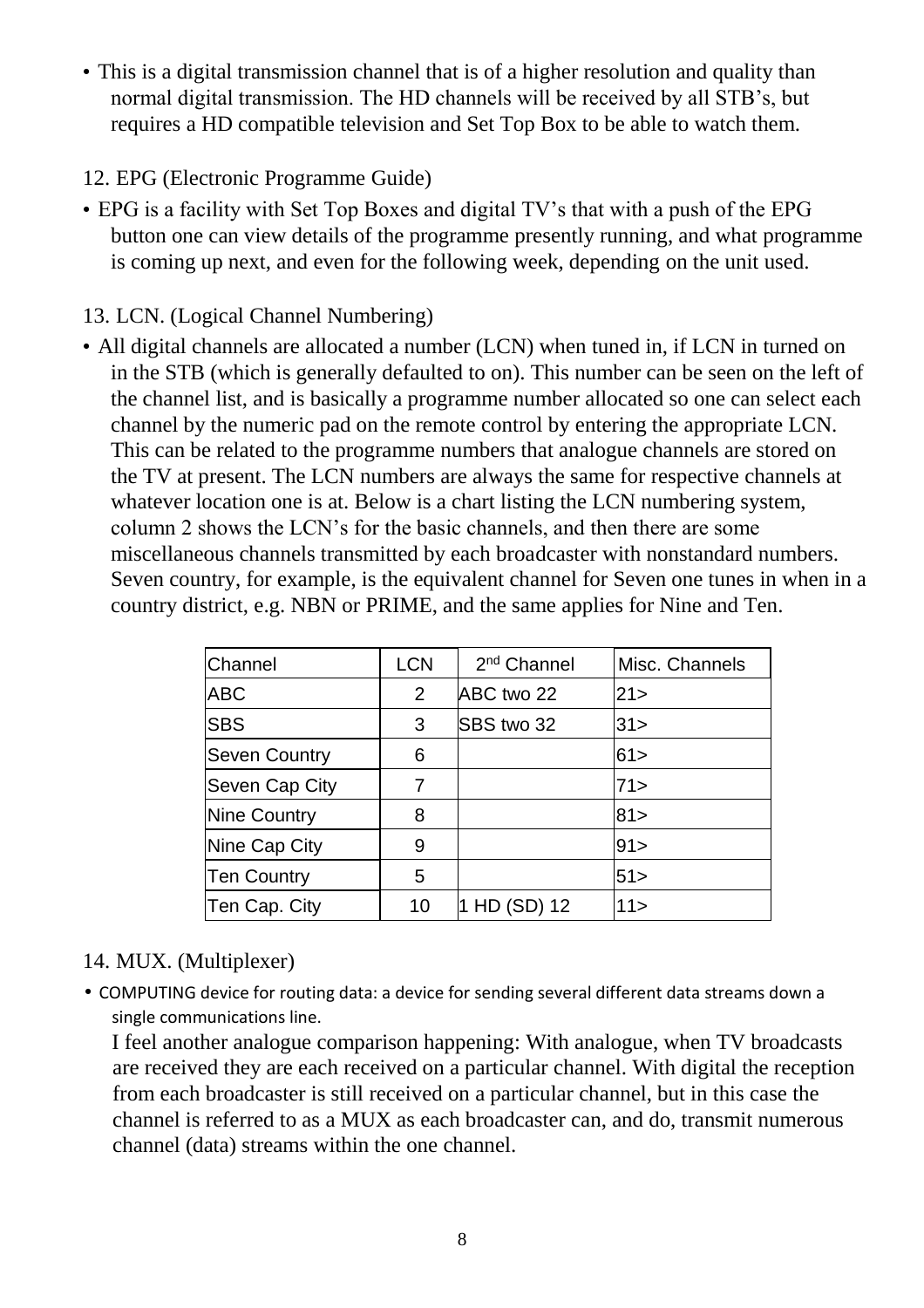- This is a digital transmission channel that is of a higher resolution and quality than normal digital transmission. The HD channels will be received by all STB's, but requires a HD compatible television and Set Top Box to be able to watch them.

12. EPG (Electronic Programme Guide)

- EPG is a facility with Set Top Boxes and digital TV's that with a push of the EPG button one can view details of the programme presently running, and what programme is coming up next, and even for the following week, depending on the unit used.

13. LCN. (Logical Channel Numbering)

- All digital channels are allocated a number (LCN) when tuned in, if LCN in turned on in the STB (which is generally defaulted to on). This number can be seen on the left of the channel list, and is basically a programme number allocated so one can select each channel by the numeric pad on the remote control by entering the appropriate LCN. This can be related to the programme numbers that analogue channels are stored on the TV at present. The LCN numbers are always the same for respective channels at whatever location one is at. Below is a chart listing the LCN numbering system, column 2 shows the LCN's for the basic channels, and then there are some miscellaneous channels transmitted by each broadcaster with nonstandard numbers. Seven country, for example, is the equivalent channel for Seven one tunes in when in a country district, e.g. NBN or PRIME, and the same applies for Nine and Ten.

| Channel | LCN | 2nd Channel | Misc. Channels |
|---|---|---|---|
| ABC | 2 | ABC two 22 | 21> |
| SBS | 3 | SBS two 32 | 31> |
| Seven Country | 6 | | 61> |
| Seven Cap City | 7 | | 71> |
| Nine Country | 8 | | 81> |
| Nine Cap City | 9 | | 91> |
| Ten Country | 5 | | 51> |
| Ten Cap. City | 10 | 1 HD (SD) 12 | 11> |

14. MUX. (Multiplexer)

- COMPUTING device for routing data: a device for sending several different data streams down a single communications line.

  I feel another analogue comparison happening: With analogue, when TV broadcasts are received they are each received on a particular channel. With digital the reception from each broadcaster is still received on a particular channel, but in this case the channel is referred to as a MUX as each broadcaster can, and do, transmit numerous channel (data) streams within the one channel.